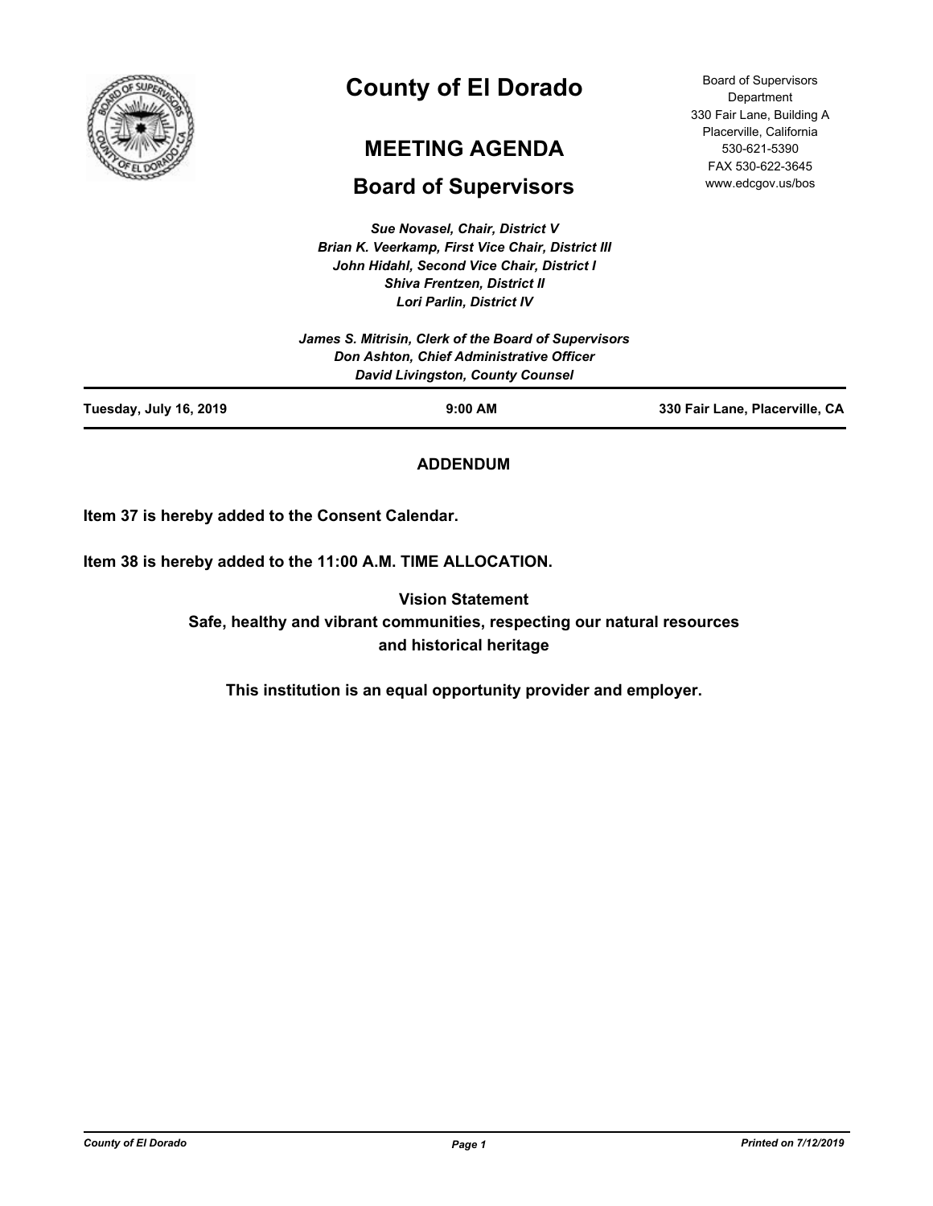# County of El Dorado

## MEETING AGENDA

## Board of Supervisors

Board of Supervisors Department
330 Fair Lane, Building A
Placerville, California
530-621-5390
FAX 530-622-3645
www.edcgov.us/bos

*Sue Novasel, Chair, District V*
*Brian K. Veerkamp, First Vice Chair, District III*
*John Hidahl, Second Vice Chair, District I*
*Shiva Frentzen, District II*
*Lori Parlin, District IV*

*James S. Mitrisin, Clerk of the Board of Supervisors*
*Don Ashton, Chief Administrative Officer*
*David Livingston, County Counsel*

| **Tuesday, July 16, 2019** | **9:00 AM** | **330 Fair Lane, Placerville, CA** |
|---|---|---|

**ADDENDUM**

**Item 37 is hereby added to the Consent Calendar.**

**Item 38 is hereby added to the 11:00 A.M. TIME ALLOCATION.**

**Vision Statement**
**Safe, healthy and vibrant communities, respecting our natural resources and historical heritage**

**This institution is an equal opportunity provider and employer.**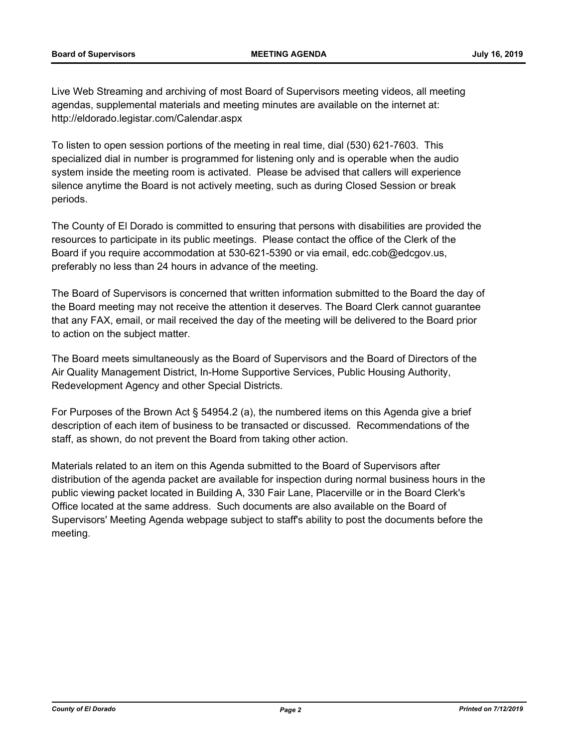Live Web Streaming and archiving of most Board of Supervisors meeting videos, all meeting agendas, supplemental materials and meeting minutes are available on the internet at: http://eldorado.legistar.com/Calendar.aspx

To listen to open session portions of the meeting in real time, dial (530) 621-7603. This specialized dial in number is programmed for listening only and is operable when the audio system inside the meeting room is activated. Please be advised that callers will experience silence anytime the Board is not actively meeting, such as during Closed Session or break periods.

The County of El Dorado is committed to ensuring that persons with disabilities are provided the resources to participate in its public meetings. Please contact the office of the Clerk of the Board if you require accommodation at 530-621-5390 or via email, edc.cob@edcgov.us, preferably no less than 24 hours in advance of the meeting.

The Board of Supervisors is concerned that written information submitted to the Board the day of the Board meeting may not receive the attention it deserves. The Board Clerk cannot guarantee that any FAX, email, or mail received the day of the meeting will be delivered to the Board prior to action on the subject matter.

The Board meets simultaneously as the Board of Supervisors and the Board of Directors of the Air Quality Management District, In-Home Supportive Services, Public Housing Authority, Redevelopment Agency and other Special Districts.

For Purposes of the Brown Act § 54954.2 (a), the numbered items on this Agenda give a brief description of each item of business to be transacted or discussed. Recommendations of the staff, as shown, do not prevent the Board from taking other action.

Materials related to an item on this Agenda submitted to the Board of Supervisors after distribution of the agenda packet are available for inspection during normal business hours in the public viewing packet located in Building A, 330 Fair Lane, Placerville or in the Board Clerk's Office located at the same address. Such documents are also available on the Board of Supervisors' Meeting Agenda webpage subject to staff's ability to post the documents before the meeting.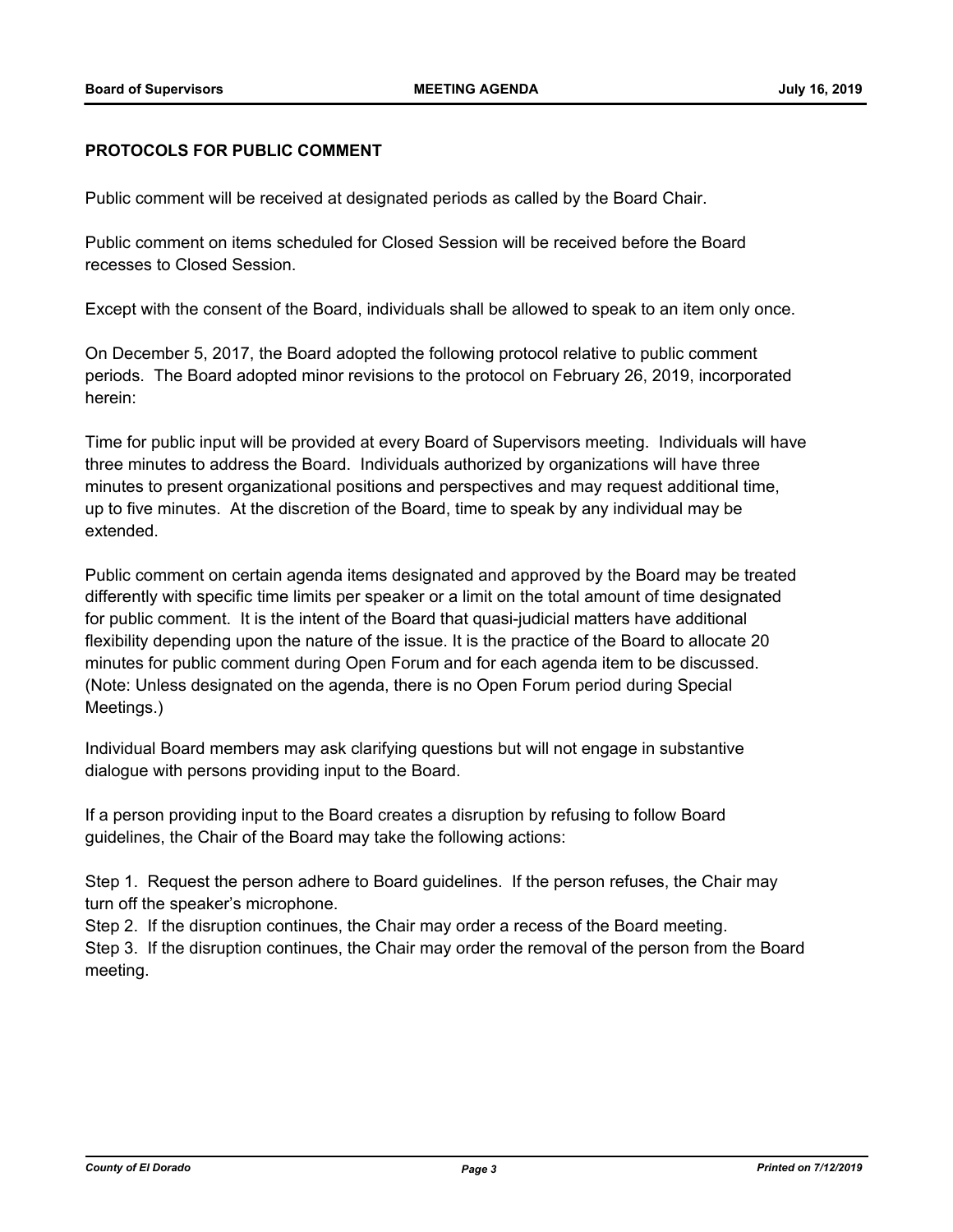## PROTOCOLS FOR PUBLIC COMMENT

Public comment will be received at designated periods as called by the Board Chair.

Public comment on items scheduled for Closed Session will be received before the Board recesses to Closed Session.

Except with the consent of the Board, individuals shall be allowed to speak to an item only once.

On December 5, 2017, the Board adopted the following protocol relative to public comment periods. The Board adopted minor revisions to the protocol on February 26, 2019, incorporated herein:

Time for public input will be provided at every Board of Supervisors meeting. Individuals will have three minutes to address the Board. Individuals authorized by organizations will have three minutes to present organizational positions and perspectives and may request additional time, up to five minutes. At the discretion of the Board, time to speak by any individual may be extended.

Public comment on certain agenda items designated and approved by the Board may be treated differently with specific time limits per speaker or a limit on the total amount of time designated for public comment. It is the intent of the Board that quasi-judicial matters have additional flexibility depending upon the nature of the issue. It is the practice of the Board to allocate 20 minutes for public comment during Open Forum and for each agenda item to be discussed. (Note: Unless designated on the agenda, there is no Open Forum period during Special Meetings.)

Individual Board members may ask clarifying questions but will not engage in substantive dialogue with persons providing input to the Board.

If a person providing input to the Board creates a disruption by refusing to follow Board guidelines, the Chair of the Board may take the following actions:

Step 1. Request the person adhere to Board guidelines. If the person refuses, the Chair may turn off the speaker's microphone.
Step 2. If the disruption continues, the Chair may order a recess of the Board meeting.
Step 3. If the disruption continues, the Chair may order the removal of the person from the Board meeting.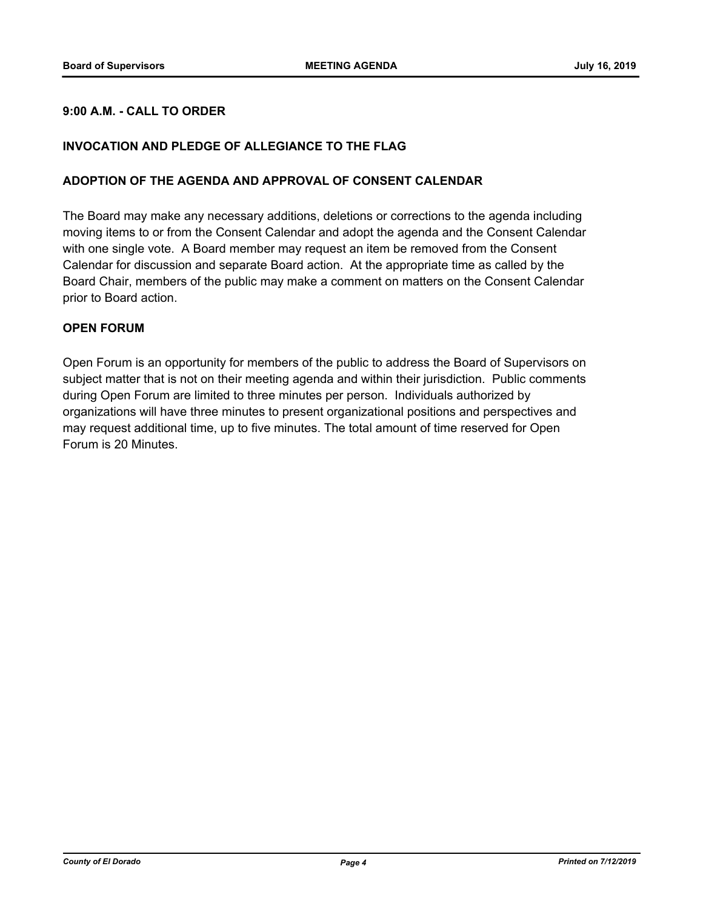## 9:00 A.M. - CALL TO ORDER

## INVOCATION AND PLEDGE OF ALLEGIANCE TO THE FLAG

## ADOPTION OF THE AGENDA AND APPROVAL OF CONSENT CALENDAR

The Board may make any necessary additions, deletions or corrections to the agenda including moving items to or from the Consent Calendar and adopt the agenda and the Consent Calendar with one single vote. A Board member may request an item be removed from the Consent Calendar for discussion and separate Board action. At the appropriate time as called by the Board Chair, members of the public may make a comment on matters on the Consent Calendar prior to Board action.

## OPEN FORUM

Open Forum is an opportunity for members of the public to address the Board of Supervisors on subject matter that is not on their meeting agenda and within their jurisdiction. Public comments during Open Forum are limited to three minutes per person. Individuals authorized by organizations will have three minutes to present organizational positions and perspectives and may request additional time, up to five minutes. The total amount of time reserved for Open Forum is 20 Minutes.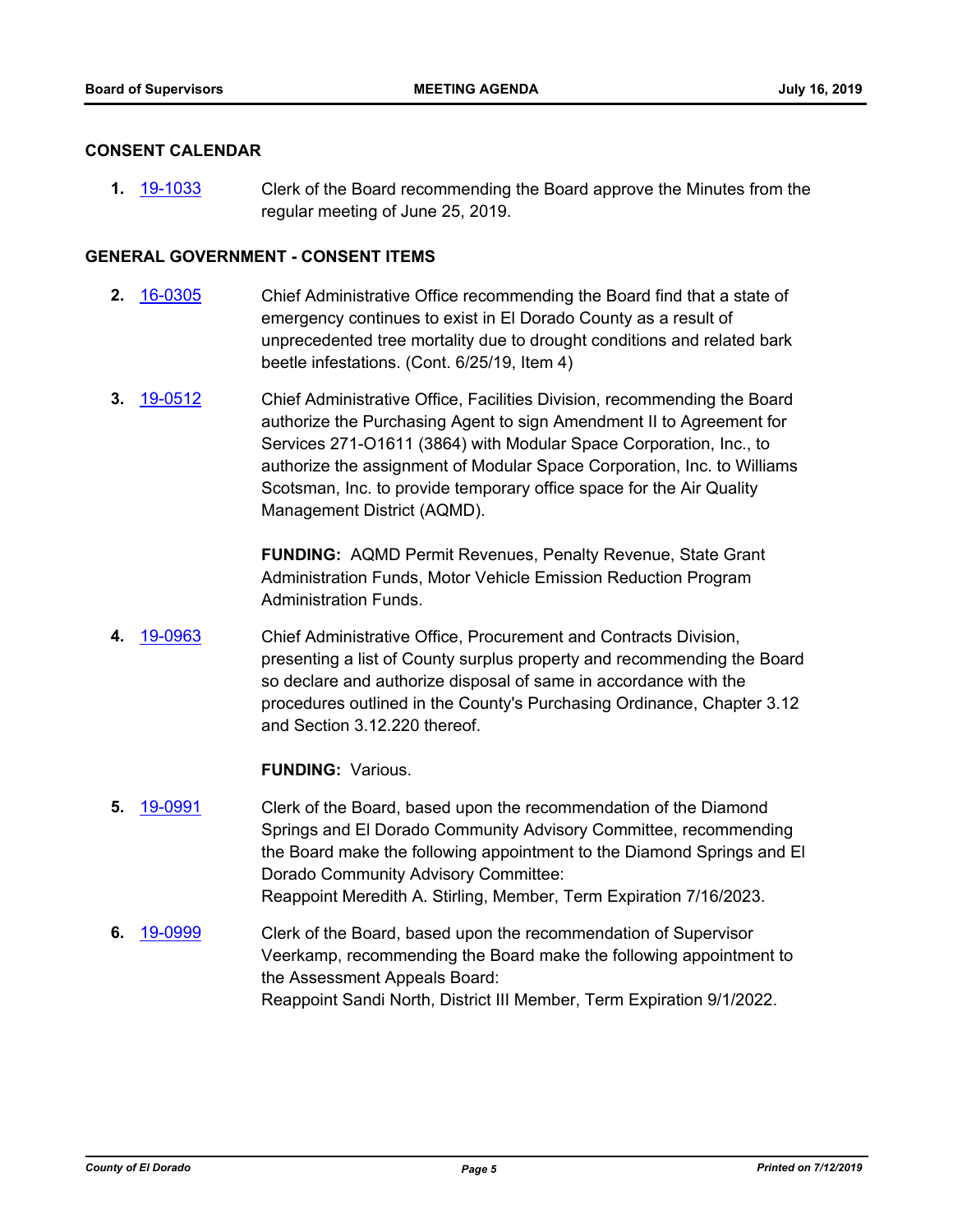## CONSENT CALENDAR

**1.** 19-1033 Clerk of the Board recommending the Board approve the Minutes from the regular meeting of June 25, 2019.

## GENERAL GOVERNMENT - CONSENT ITEMS

**2.** 16-0305 Chief Administrative Office recommending the Board find that a state of emergency continues to exist in El Dorado County as a result of unprecedented tree mortality due to drought conditions and related bark beetle infestations. (Cont. 6/25/19, Item 4)

**3.** 19-0512 Chief Administrative Office, Facilities Division, recommending the Board authorize the Purchasing Agent to sign Amendment II to Agreement for Services 271-O1611 (3864) with Modular Space Corporation, Inc., to authorize the assignment of Modular Space Corporation, Inc. to Williams Scotsman, Inc. to provide temporary office space for the Air Quality Management District (AQMD).

**FUNDING:** AQMD Permit Revenues, Penalty Revenue, State Grant Administration Funds, Motor Vehicle Emission Reduction Program Administration Funds.

**4.** 19-0963 Chief Administrative Office, Procurement and Contracts Division, presenting a list of County surplus property and recommending the Board so declare and authorize disposal of same in accordance with the procedures outlined in the County's Purchasing Ordinance, Chapter 3.12 and Section 3.12.220 thereof.

**FUNDING:** Various.

**5.** 19-0991 Clerk of the Board, based upon the recommendation of the Diamond Springs and El Dorado Community Advisory Committee, recommending the Board make the following appointment to the Diamond Springs and El Dorado Community Advisory Committee:
Reappoint Meredith A. Stirling, Member, Term Expiration 7/16/2023.

**6.** 19-0999 Clerk of the Board, based upon the recommendation of Supervisor Veerkamp, recommending the Board make the following appointment to the Assessment Appeals Board:
Reappoint Sandi North, District III Member, Term Expiration 9/1/2022.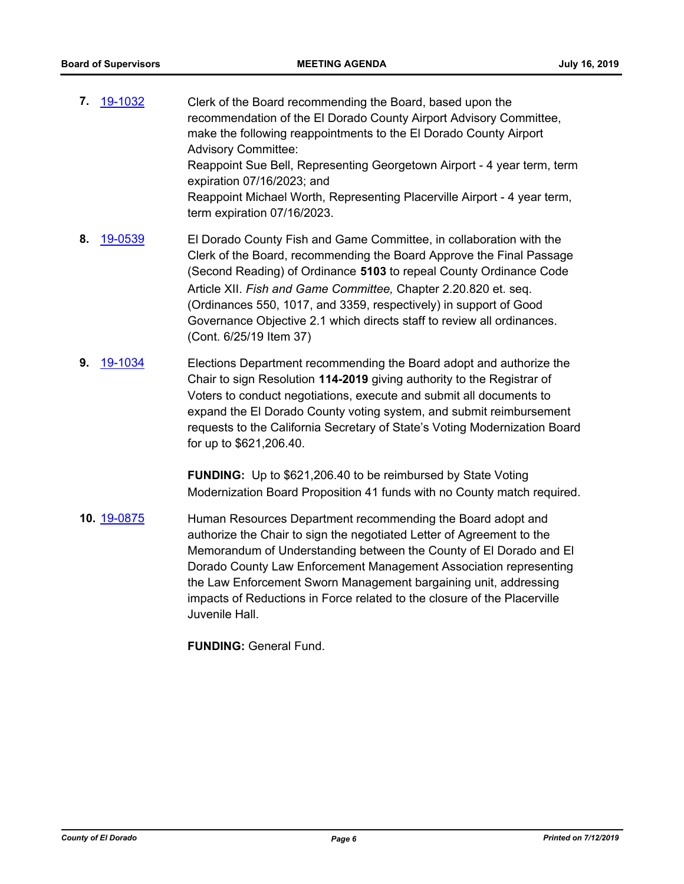**7.** 19-1032 Clerk of the Board recommending the Board, based upon the recommendation of the El Dorado County Airport Advisory Committee, make the following reappointments to the El Dorado County Airport Advisory Committee:
Reappoint Sue Bell, Representing Georgetown Airport - 4 year term, term expiration 07/16/2023; and
Reappoint Michael Worth, Representing Placerville Airport - 4 year term, term expiration 07/16/2023.

**8.** 19-0539 El Dorado County Fish and Game Committee, in collaboration with the Clerk of the Board, recommending the Board Approve the Final Passage (Second Reading) of Ordinance **5103** to repeal County Ordinance Code Article XII. *Fish and Game Committee,* Chapter 2.20.820 et. seq. (Ordinances 550, 1017, and 3359, respectively) in support of Good Governance Objective 2.1 which directs staff to review all ordinances. (Cont. 6/25/19 Item 37)

**9.** 19-1034 Elections Department recommending the Board adopt and authorize the Chair to sign Resolution **114-2019** giving authority to the Registrar of Voters to conduct negotiations, execute and submit all documents to expand the El Dorado County voting system, and submit reimbursement requests to the California Secretary of State's Voting Modernization Board for up to $621,206.40.

**FUNDING:** Up to $621,206.40 to be reimbursed by State Voting Modernization Board Proposition 41 funds with no County match required.

**10.** 19-0875 Human Resources Department recommending the Board adopt and authorize the Chair to sign the negotiated Letter of Agreement to the Memorandum of Understanding between the County of El Dorado and El Dorado County Law Enforcement Management Association representing the Law Enforcement Sworn Management bargaining unit, addressing impacts of Reductions in Force related to the closure of the Placerville Juvenile Hall.

**FUNDING:** General Fund.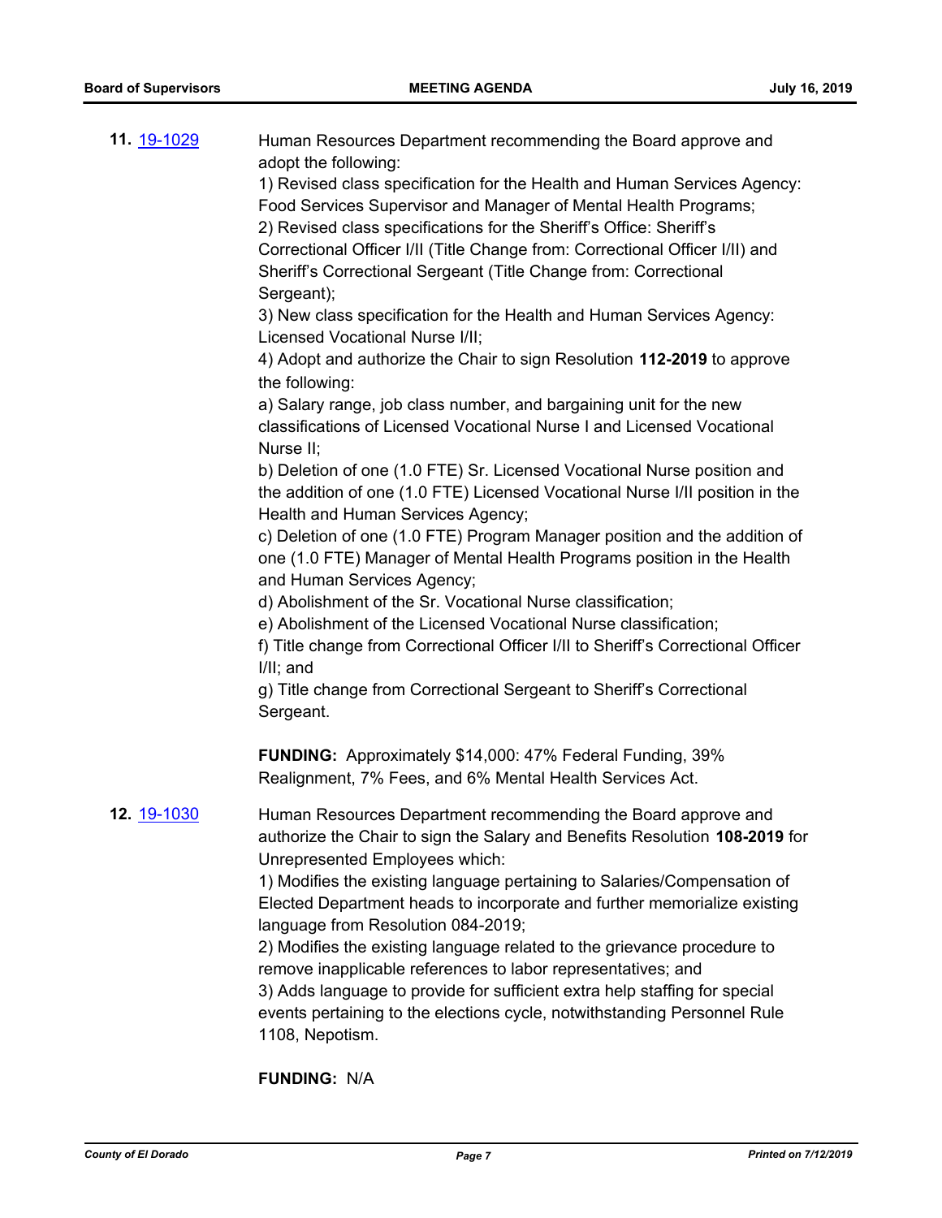**11.** [19-1029](19-1029) Human Resources Department recommending the Board approve and adopt the following:

1) Revised class specification for the Health and Human Services Agency: Food Services Supervisor and Manager of Mental Health Programs;
2) Revised class specifications for the Sheriff's Office: Sheriff's Correctional Officer I/II (Title Change from: Correctional Officer I/II) and Sheriff's Correctional Sergeant (Title Change from: Correctional Sergeant);
3) New class specification for the Health and Human Services Agency: Licensed Vocational Nurse I/II;
4) Adopt and authorize the Chair to sign Resolution **112-2019** to approve the following:
a) Salary range, job class number, and bargaining unit for the new classifications of Licensed Vocational Nurse I and Licensed Vocational Nurse II;
b) Deletion of one (1.0 FTE) Sr. Licensed Vocational Nurse position and the addition of one (1.0 FTE) Licensed Vocational Nurse I/II position in the Health and Human Services Agency;
c) Deletion of one (1.0 FTE) Program Manager position and the addition of one (1.0 FTE) Manager of Mental Health Programs position in the Health and Human Services Agency;
d) Abolishment of the Sr. Vocational Nurse classification;
e) Abolishment of the Licensed Vocational Nurse classification;
f) Title change from Correctional Officer I/II to Sheriff's Correctional Officer I/II; and
g) Title change from Correctional Sergeant to Sheriff's Correctional Sergeant.

**FUNDING:** Approximately $14,000: 47% Federal Funding, 39% Realignment, 7% Fees, and 6% Mental Health Services Act.

**12.** [19-1030](19-1030) Human Resources Department recommending the Board approve and authorize the Chair to sign the Salary and Benefits Resolution **108-2019** for Unrepresented Employees which:

1) Modifies the existing language pertaining to Salaries/Compensation of Elected Department heads to incorporate and further memorialize existing language from Resolution 084-2019;
2) Modifies the existing language related to the grievance procedure to remove inapplicable references to labor representatives; and
3) Adds language to provide for sufficient extra help staffing for special events pertaining to the elections cycle, notwithstanding Personnel Rule 1108, Nepotism.

**FUNDING:** N/A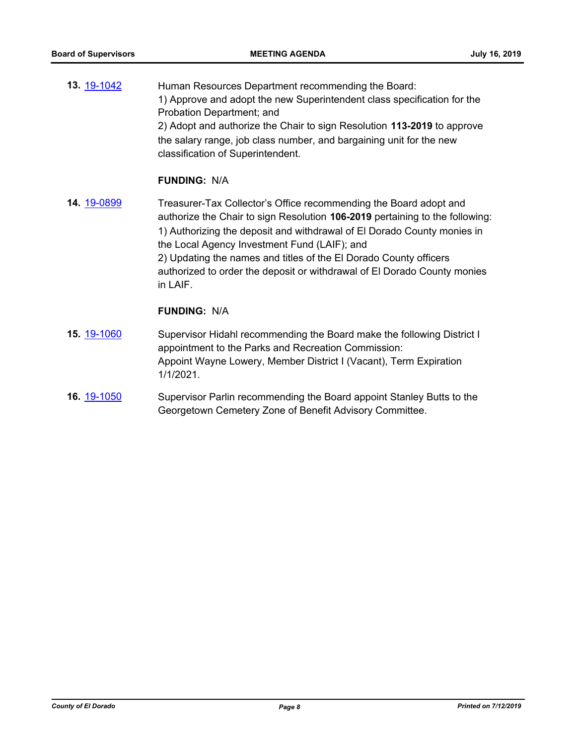**13.** 19-1042

Human Resources Department recommending the Board:
1) Approve and adopt the new Superintendent class specification for the Probation Department; and
2) Adopt and authorize the Chair to sign Resolution **113-2019** to approve the salary range, job class number, and bargaining unit for the new classification of Superintendent.

**FUNDING:** N/A

**14.** 19-0899

Treasurer-Tax Collector's Office recommending the Board adopt and authorize the Chair to sign Resolution **106-2019** pertaining to the following:
1) Authorizing the deposit and withdrawal of El Dorado County monies in the Local Agency Investment Fund (LAIF); and
2) Updating the names and titles of the El Dorado County officers authorized to order the deposit or withdrawal of El Dorado County monies in LAIF.

**FUNDING:** N/A

**15.** 19-1060

Supervisor Hidahl recommending the Board make the following District I appointment to the Parks and Recreation Commission:
Appoint Wayne Lowery, Member District I (Vacant), Term Expiration 1/1/2021.

**16.** 19-1050

Supervisor Parlin recommending the Board appoint Stanley Butts to the Georgetown Cemetery Zone of Benefit Advisory Committee.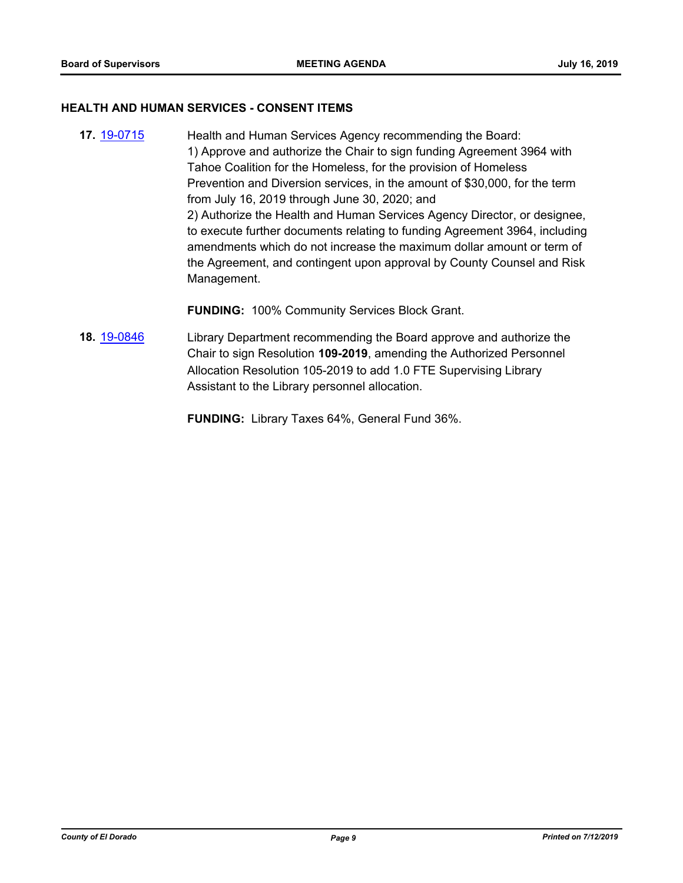## HEALTH AND HUMAN SERVICES - CONSENT ITEMS

**17.** [19-0715](19-0715)

Health and Human Services Agency recommending the Board:
1) Approve and authorize the Chair to sign funding Agreement 3964 with Tahoe Coalition for the Homeless, for the provision of Homeless Prevention and Diversion services, in the amount of $30,000, for the term from July 16, 2019 through June 30, 2020; and
2) Authorize the Health and Human Services Agency Director, or designee, to execute further documents relating to funding Agreement 3964, including amendments which do not increase the maximum dollar amount or term of the Agreement, and contingent upon approval by County Counsel and Risk Management.

**FUNDING:** 100% Community Services Block Grant.

**18.** [19-0846](19-0846)

Library Department recommending the Board approve and authorize the Chair to sign Resolution **109-2019**, amending the Authorized Personnel Allocation Resolution 105-2019 to add 1.0 FTE Supervising Library Assistant to the Library personnel allocation.

**FUNDING:** Library Taxes 64%, General Fund 36%.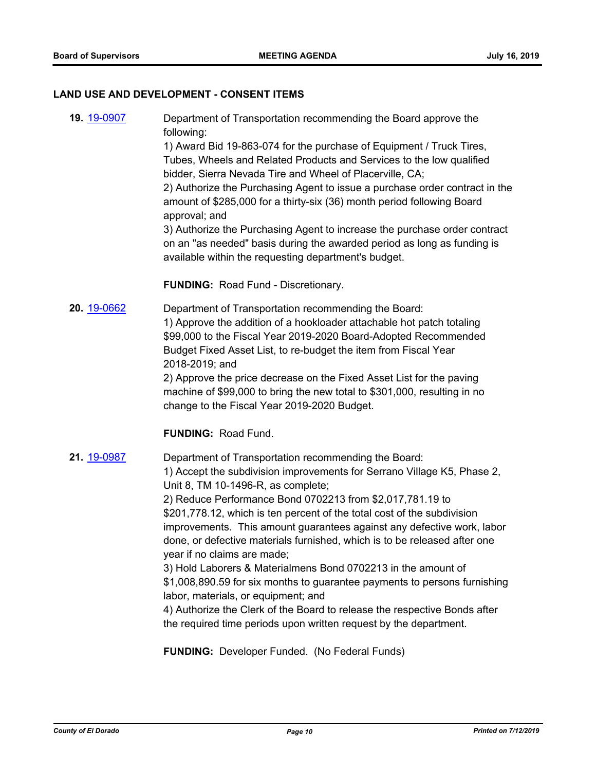## LAND USE AND DEVELOPMENT - CONSENT ITEMS

**19.** 19-0907

Department of Transportation recommending the Board approve the following:
1) Award Bid 19-863-074 for the purchase of Equipment / Truck Tires, Tubes, Wheels and Related Products and Services to the low qualified bidder, Sierra Nevada Tire and Wheel of Placerville, CA;
2) Authorize the Purchasing Agent to issue a purchase order contract in the amount of $285,000 for a thirty-six (36) month period following Board approval; and
3) Authorize the Purchasing Agent to increase the purchase order contract on an "as needed" basis during the awarded period as long as funding is available within the requesting department's budget.

**FUNDING:** Road Fund - Discretionary.

**20.** 19-0662

Department of Transportation recommending the Board:
1) Approve the addition of a hookloader attachable hot patch totaling $99,000 to the Fiscal Year 2019-2020 Board-Adopted Recommended Budget Fixed Asset List, to re-budget the item from Fiscal Year 2018-2019; and
2) Approve the price decrease on the Fixed Asset List for the paving machine of $99,000 to bring the new total to $301,000, resulting in no change to the Fiscal Year 2019-2020 Budget.

**FUNDING:** Road Fund.

**21.** 19-0987

Department of Transportation recommending the Board:
1) Accept the subdivision improvements for Serrano Village K5, Phase 2, Unit 8, TM 10-1496-R, as complete;
2) Reduce Performance Bond 0702213 from $2,017,781.19 to $201,778.12, which is ten percent of the total cost of the subdivision improvements. This amount guarantees against any defective work, labor done, or defective materials furnished, which is to be released after one year if no claims are made;
3) Hold Laborers & Materialmens Bond 0702213 in the amount of $1,008,890.59 for six months to guarantee payments to persons furnishing labor, materials, or equipment; and
4) Authorize the Clerk of the Board to release the respective Bonds after the required time periods upon written request by the department.

**FUNDING:** Developer Funded. (No Federal Funds)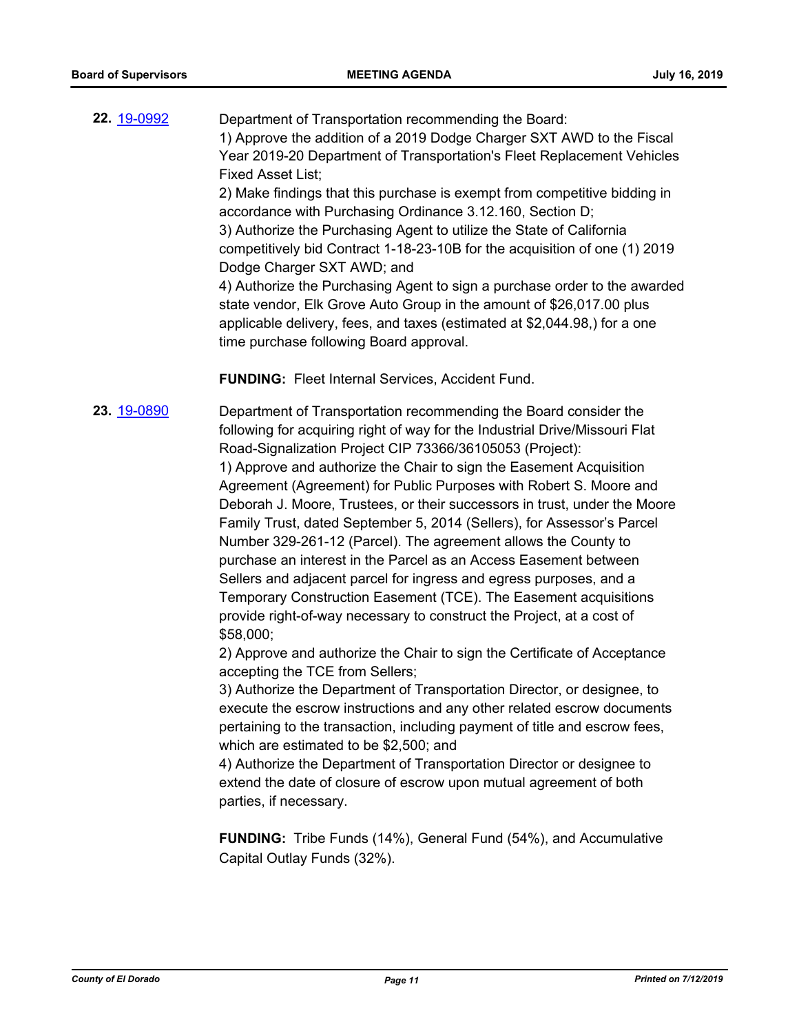**22.** [19-0992](19-0992)

Department of Transportation recommending the Board:
1) Approve the addition of a 2019 Dodge Charger SXT AWD to the Fiscal Year 2019-20 Department of Transportation's Fleet Replacement Vehicles Fixed Asset List;
2) Make findings that this purchase is exempt from competitive bidding in accordance with Purchasing Ordinance 3.12.160, Section D;
3) Authorize the Purchasing Agent to utilize the State of California competitively bid Contract 1-18-23-10B for the acquisition of one (1) 2019 Dodge Charger SXT AWD; and
4) Authorize the Purchasing Agent to sign a purchase order to the awarded state vendor, Elk Grove Auto Group in the amount of $26,017.00 plus applicable delivery, fees, and taxes (estimated at $2,044.98,) for a one time purchase following Board approval.

**FUNDING:** Fleet Internal Services, Accident Fund.

**23.** [19-0890](19-0890)

Department of Transportation recommending the Board consider the following for acquiring right of way for the Industrial Drive/Missouri Flat Road-Signalization Project CIP 73366/36105053 (Project):
1) Approve and authorize the Chair to sign the Easement Acquisition Agreement (Agreement) for Public Purposes with Robert S. Moore and Deborah J. Moore, Trustees, or their successors in trust, under the Moore Family Trust, dated September 5, 2014 (Sellers), for Assessor's Parcel Number 329-261-12 (Parcel). The agreement allows the County to purchase an interest in the Parcel as an Access Easement between Sellers and adjacent parcel for ingress and egress purposes, and a Temporary Construction Easement (TCE). The Easement acquisitions provide right-of-way necessary to construct the Project, at a cost of $58,000;
2) Approve and authorize the Chair to sign the Certificate of Acceptance accepting the TCE from Sellers;
3) Authorize the Department of Transportation Director, or designee, to execute the escrow instructions and any other related escrow documents pertaining to the transaction, including payment of title and escrow fees, which are estimated to be $2,500; and
4) Authorize the Department of Transportation Director or designee to extend the date of closure of escrow upon mutual agreement of both parties, if necessary.

**FUNDING:** Tribe Funds (14%), General Fund (54%), and Accumulative Capital Outlay Funds (32%).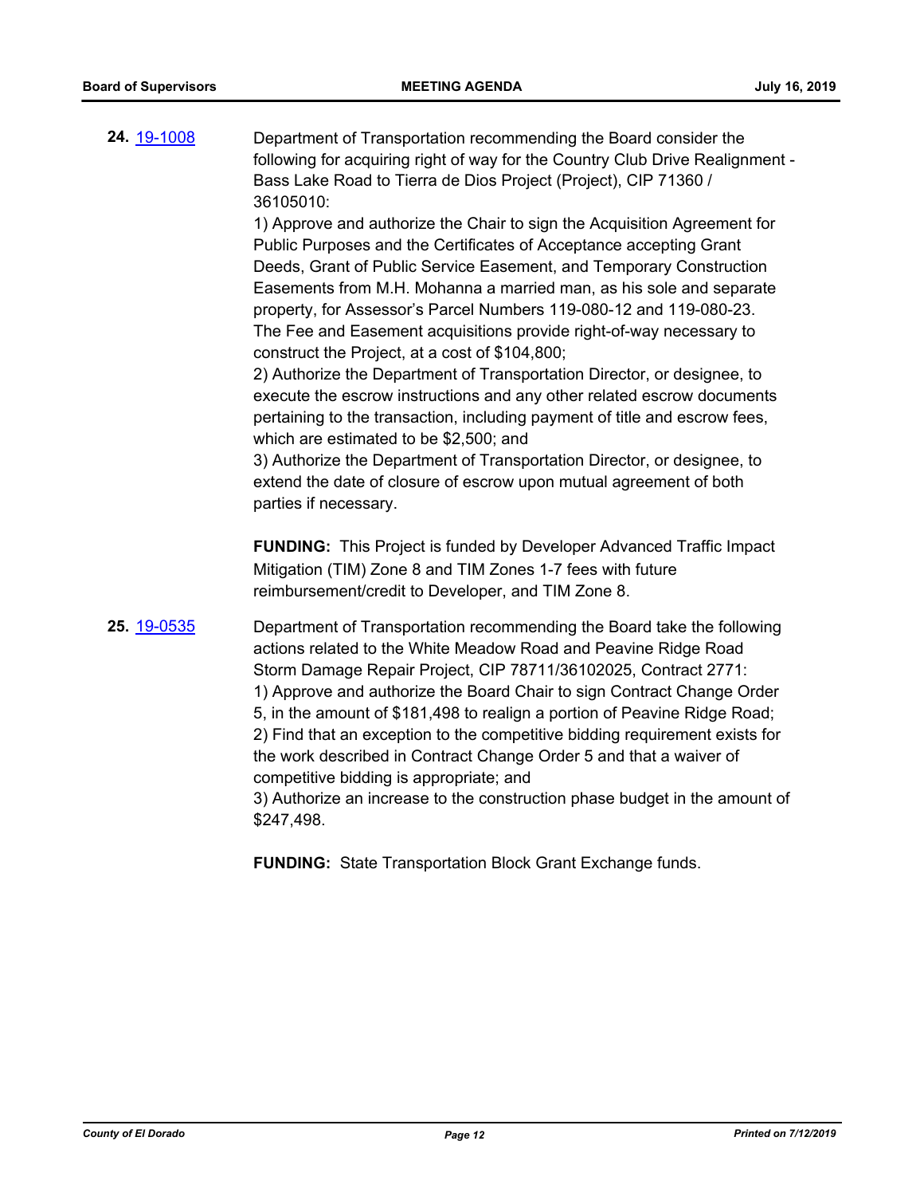**24.** 19-1008

Department of Transportation recommending the Board consider the following for acquiring right of way for the Country Club Drive Realignment - Bass Lake Road to Tierra de Dios Project (Project), CIP 71360 / 36105010:

1) Approve and authorize the Chair to sign the Acquisition Agreement for Public Purposes and the Certificates of Acceptance accepting Grant Deeds, Grant of Public Service Easement, and Temporary Construction Easements from M.H. Mohanna a married man, as his sole and separate property, for Assessor's Parcel Numbers 119-080-12 and 119-080-23. The Fee and Easement acquisitions provide right-of-way necessary to construct the Project, at a cost of $104,800;

2) Authorize the Department of Transportation Director, or designee, to execute the escrow instructions and any other related escrow documents pertaining to the transaction, including payment of title and escrow fees, which are estimated to be $2,500; and

3) Authorize the Department of Transportation Director, or designee, to extend the date of closure of escrow upon mutual agreement of both parties if necessary.

**FUNDING:** This Project is funded by Developer Advanced Traffic Impact Mitigation (TIM) Zone 8 and TIM Zones 1-7 fees with future reimbursement/credit to Developer, and TIM Zone 8.

**25.** 19-0535

Department of Transportation recommending the Board take the following actions related to the White Meadow Road and Peavine Ridge Road Storm Damage Repair Project, CIP 78711/36102025, Contract 2771:

1) Approve and authorize the Board Chair to sign Contract Change Order 5, in the amount of $181,498 to realign a portion of Peavine Ridge Road;

2) Find that an exception to the competitive bidding requirement exists for the work described in Contract Change Order 5 and that a waiver of competitive bidding is appropriate; and

3) Authorize an increase to the construction phase budget in the amount of $247,498.

**FUNDING:** State Transportation Block Grant Exchange funds.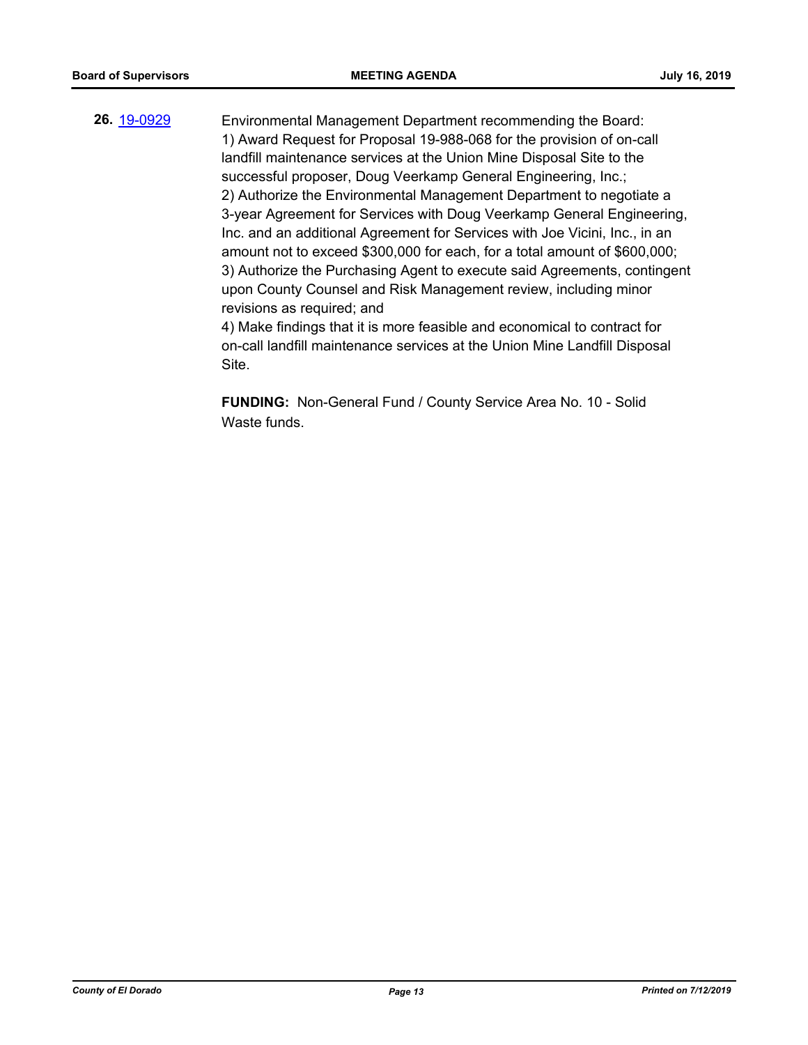**26.** 19-0929 Environmental Management Department recommending the Board:

1) Award Request for Proposal 19-988-068 for the provision of on-call landfill maintenance services at the Union Mine Disposal Site to the successful proposer, Doug Veerkamp General Engineering, Inc.;
2) Authorize the Environmental Management Department to negotiate a 3-year Agreement for Services with Doug Veerkamp General Engineering, Inc. and an additional Agreement for Services with Joe Vicini, Inc., in an amount not to exceed $300,000 for each, for a total amount of $600,000;
3) Authorize the Purchasing Agent to execute said Agreements, contingent upon County Counsel and Risk Management review, including minor revisions as required; and
4) Make findings that it is more feasible and economical to contract for on-call landfill maintenance services at the Union Mine Landfill Disposal Site.

**FUNDING:** Non-General Fund / County Service Area No. 10 - Solid Waste funds.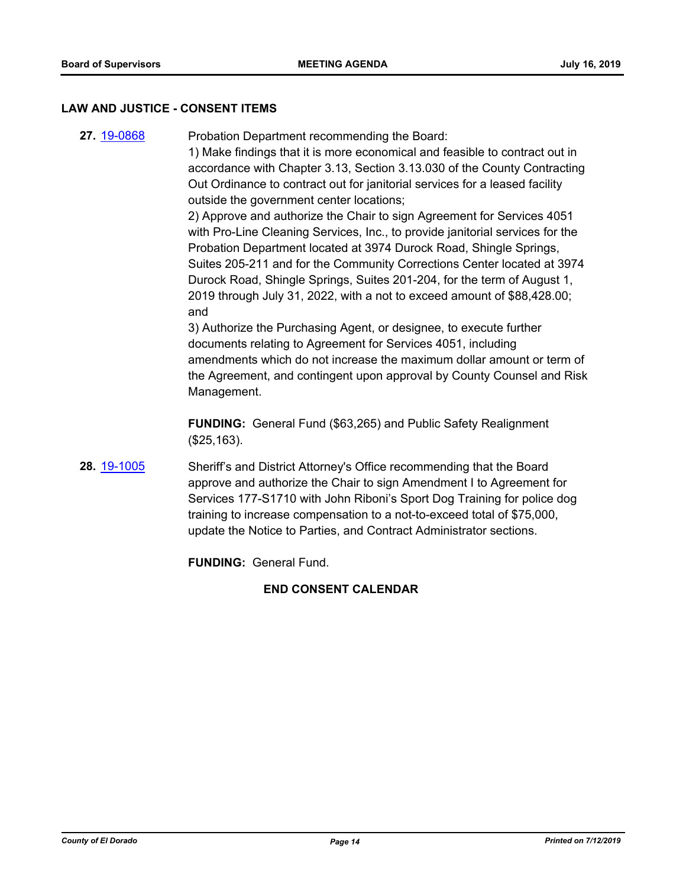## LAW AND JUSTICE - CONSENT ITEMS

**27.** 19-0868

Probation Department recommending the Board:

1) Make findings that it is more economical and feasible to contract out in accordance with Chapter 3.13, Section 3.13.030 of the County Contracting Out Ordinance to contract out for janitorial services for a leased facility outside the government center locations;

2) Approve and authorize the Chair to sign Agreement for Services 4051 with Pro-Line Cleaning Services, Inc., to provide janitorial services for the Probation Department located at 3974 Durock Road, Shingle Springs, Suites 205-211 and for the Community Corrections Center located at 3974 Durock Road, Shingle Springs, Suites 201-204, for the term of August 1, 2019 through July 31, 2022, with a not to exceed amount of $88,428.00; and

3) Authorize the Purchasing Agent, or designee, to execute further documents relating to Agreement for Services 4051, including amendments which do not increase the maximum dollar amount or term of the Agreement, and contingent upon approval by County Counsel and Risk Management.

**FUNDING:** General Fund ($63,265) and Public Safety Realignment ($25,163).

**28.** 19-1005

Sheriff's and District Attorney's Office recommending that the Board approve and authorize the Chair to sign Amendment I to Agreement for Services 177-S1710 with John Riboni's Sport Dog Training for police dog training to increase compensation to a not-to-exceed total of $75,000, update the Notice to Parties, and Contract Administrator sections.

**FUNDING:** General Fund.

**END CONSENT CALENDAR**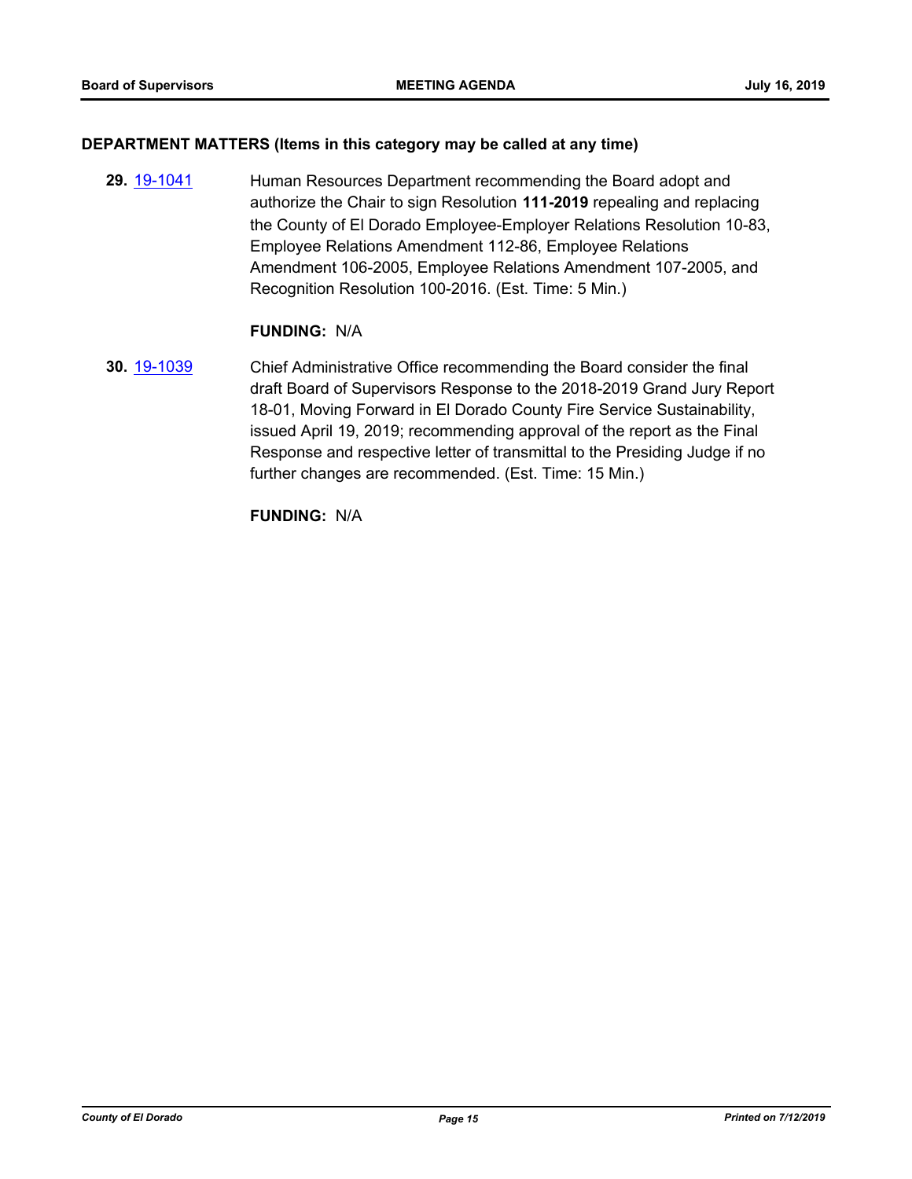### DEPARTMENT MATTERS (Items in this category may be called at any time)

**29.** 19-1041 Human Resources Department recommending the Board adopt and authorize the Chair to sign Resolution **111-2019** repealing and replacing the County of El Dorado Employee-Employer Relations Resolution 10-83, Employee Relations Amendment 112-86, Employee Relations Amendment 106-2005, Employee Relations Amendment 107-2005, and Recognition Resolution 100-2016. (Est. Time: 5 Min.)

**FUNDING:** N/A

**30.** 19-1039 Chief Administrative Office recommending the Board consider the final draft Board of Supervisors Response to the 2018-2019 Grand Jury Report 18-01, Moving Forward in El Dorado County Fire Service Sustainability, issued April 19, 2019; recommending approval of the report as the Final Response and respective letter of transmittal to the Presiding Judge if no further changes are recommended. (Est. Time: 15 Min.)

**FUNDING:** N/A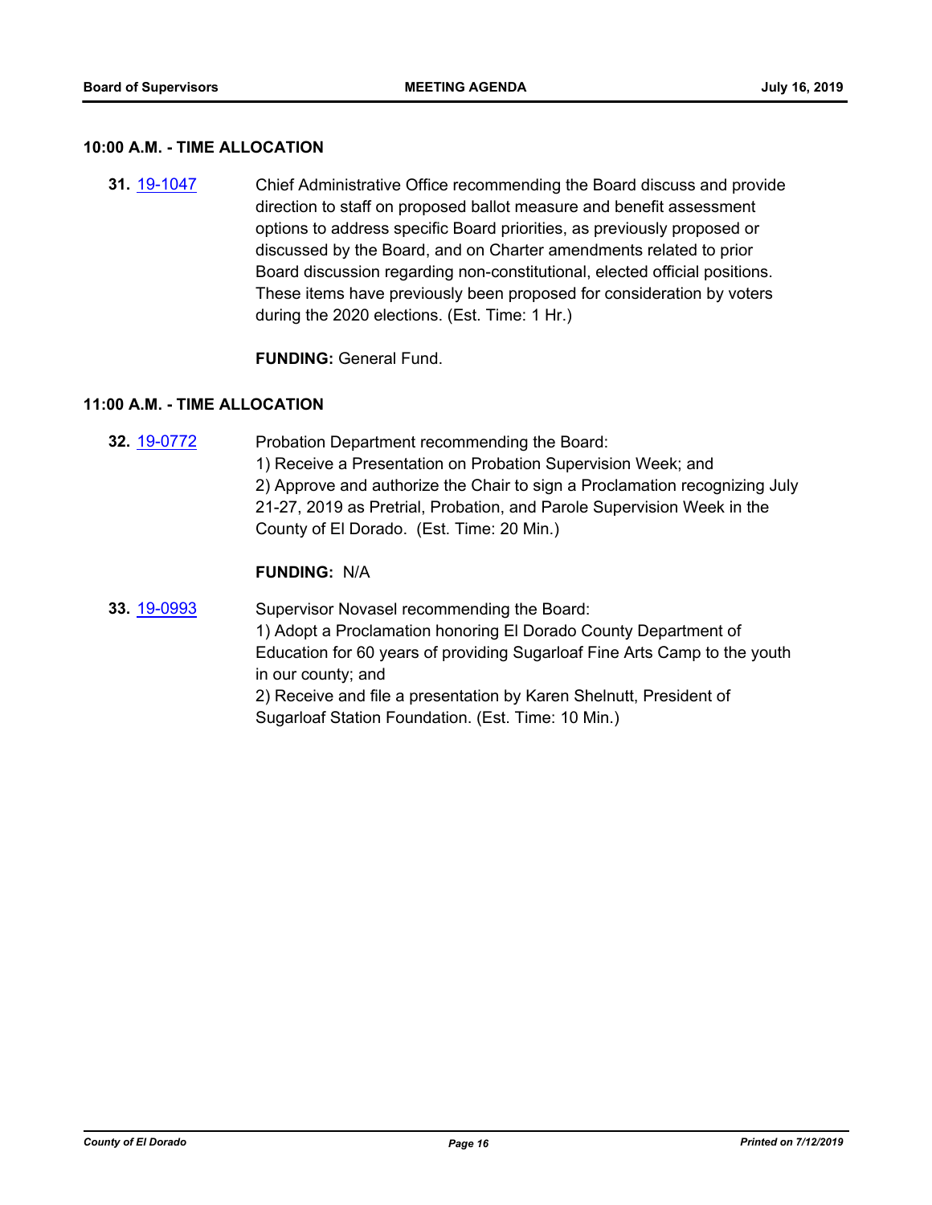## 10:00 A.M. - TIME ALLOCATION

**31.** [19-1047] Chief Administrative Office recommending the Board discuss and provide direction to staff on proposed ballot measure and benefit assessment options to address specific Board priorities, as previously proposed or discussed by the Board, and on Charter amendments related to prior Board discussion regarding non-constitutional, elected official positions. These items have previously been proposed for consideration by voters during the 2020 elections. (Est. Time: 1 Hr.)

**FUNDING:** General Fund.

## 11:00 A.M. - TIME ALLOCATION

**32.** [19-0772] Probation Department recommending the Board:
1) Receive a Presentation on Probation Supervision Week; and
2) Approve and authorize the Chair to sign a Proclamation recognizing July 21-27, 2019 as Pretrial, Probation, and Parole Supervision Week in the County of El Dorado. (Est. Time: 20 Min.)

**FUNDING:** N/A

**33.** [19-0993] Supervisor Novasel recommending the Board:
1) Adopt a Proclamation honoring El Dorado County Department of Education for 60 years of providing Sugarloaf Fine Arts Camp to the youth in our county; and
2) Receive and file a presentation by Karen Shelnutt, President of Sugarloaf Station Foundation. (Est. Time: 10 Min.)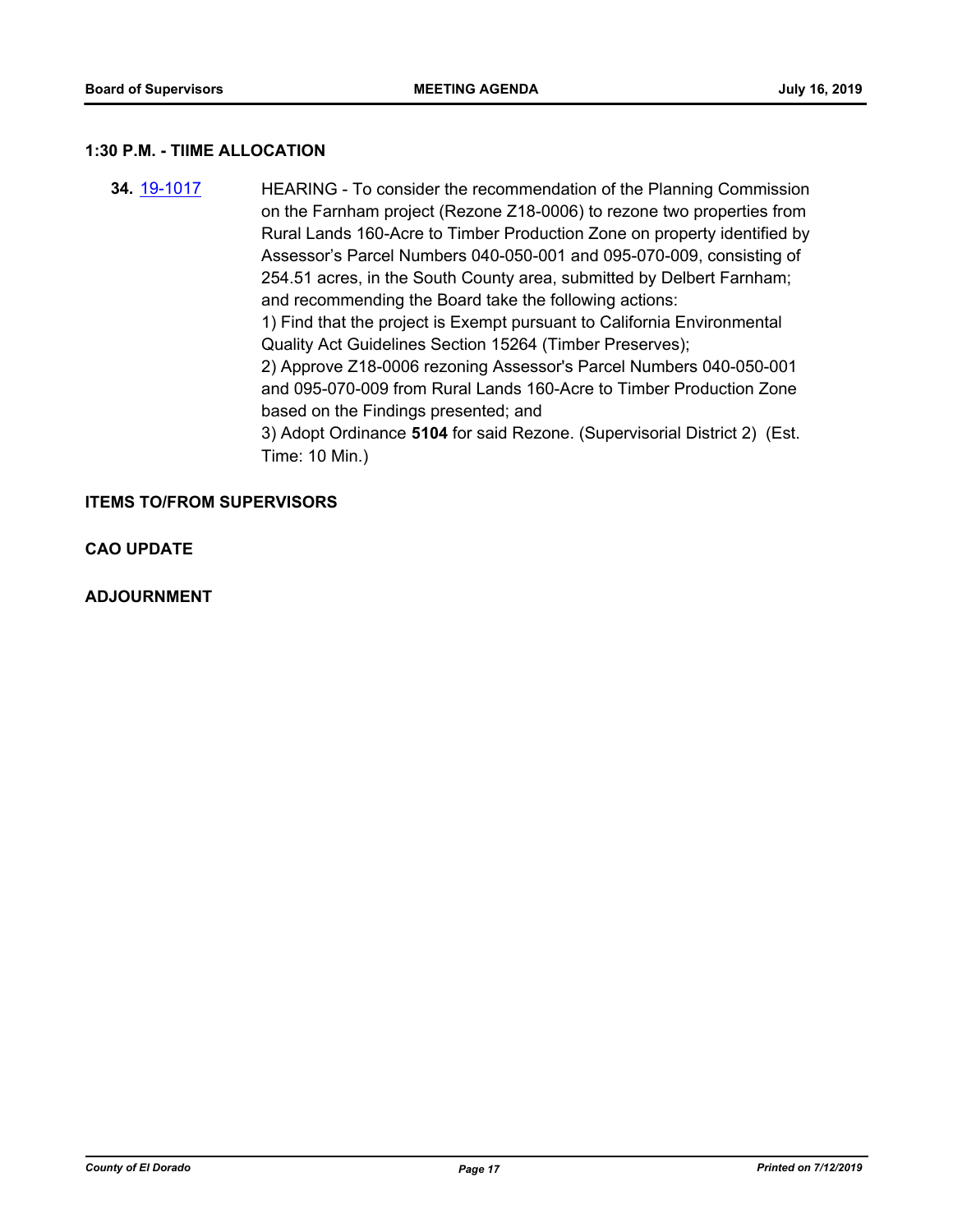## 1:30 P.M. - TIIME ALLOCATION

**34.** 19-1017 HEARING - To consider the recommendation of the Planning Commission on the Farnham project (Rezone Z18-0006) to rezone two properties from Rural Lands 160-Acre to Timber Production Zone on property identified by Assessor's Parcel Numbers 040-050-001 and 095-070-009, consisting of 254.51 acres, in the South County area, submitted by Delbert Farnham; and recommending the Board take the following actions:
1) Find that the project is Exempt pursuant to California Environmental Quality Act Guidelines Section 15264 (Timber Preserves);
2) Approve Z18-0006 rezoning Assessor's Parcel Numbers 040-050-001 and 095-070-009 from Rural Lands 160-Acre to Timber Production Zone based on the Findings presented; and
3) Adopt Ordinance **5104** for said Rezone. (Supervisorial District 2) (Est. Time: 10 Min.)

## ITEMS TO/FROM SUPERVISORS

## CAO UPDATE

## ADJOURNMENT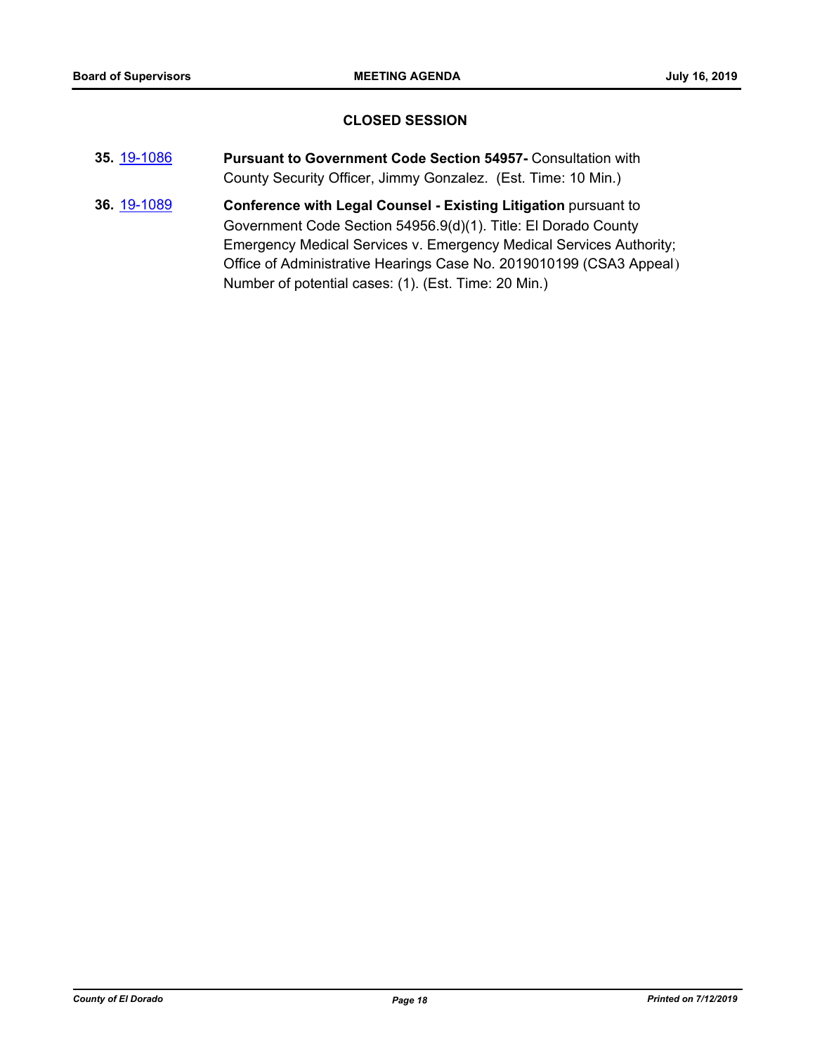## CLOSED SESSION

**35.** 19-1086 **Pursuant to Government Code Section 54957-** Consultation with County Security Officer, Jimmy Gonzalez. (Est. Time: 10 Min.)

**36.** 19-1089 **Conference with Legal Counsel - Existing Litigation** pursuant to Government Code Section 54956.9(d)(1). Title: El Dorado County Emergency Medical Services v. Emergency Medical Services Authority; Office of Administrative Hearings Case No. 2019010199 (CSA3 Appeal) Number of potential cases: (1). (Est. Time: 20 Min.)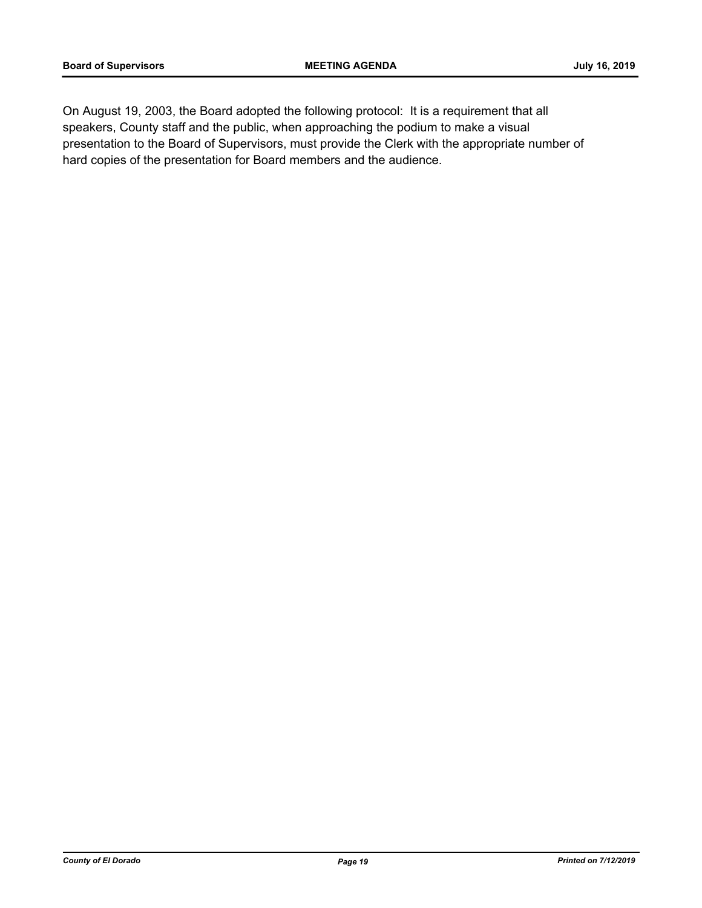On August 19, 2003, the Board adopted the following protocol: It is a requirement that all speakers, County staff and the public, when approaching the podium to make a visual presentation to the Board of Supervisors, must provide the Clerk with the appropriate number of hard copies of the presentation for Board members and the audience.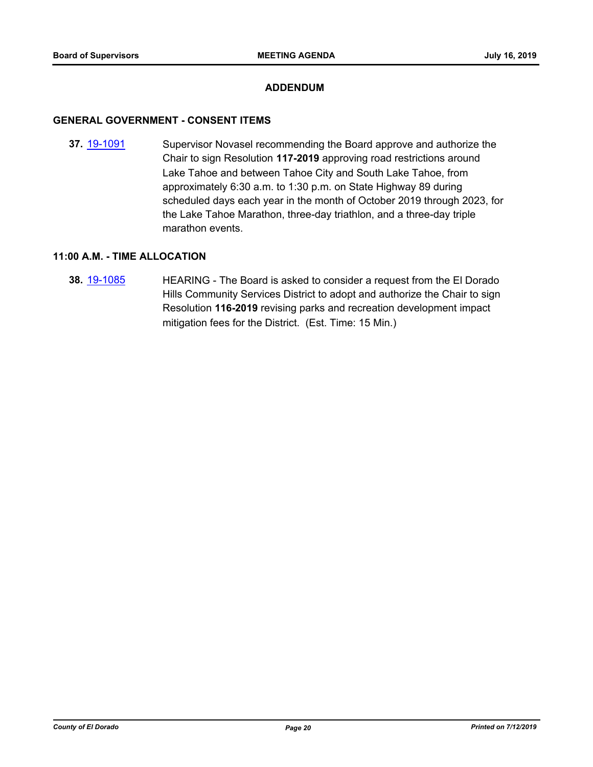## ADDENDUM

### GENERAL GOVERNMENT - CONSENT ITEMS

**37.** 19-1091 Supervisor Novasel recommending the Board approve and authorize the Chair to sign Resolution **117-2019** approving road restrictions around Lake Tahoe and between Tahoe City and South Lake Tahoe, from approximately 6:30 a.m. to 1:30 p.m. on State Highway 89 during scheduled days each year in the month of October 2019 through 2023, for the Lake Tahoe Marathon, three-day triathlon, and a three-day triple marathon events.

### 11:00 A.M. - TIME ALLOCATION

**38.** 19-1085 HEARING - The Board is asked to consider a request from the El Dorado Hills Community Services District to adopt and authorize the Chair to sign Resolution **116-2019** revising parks and recreation development impact mitigation fees for the District. (Est. Time: 15 Min.)